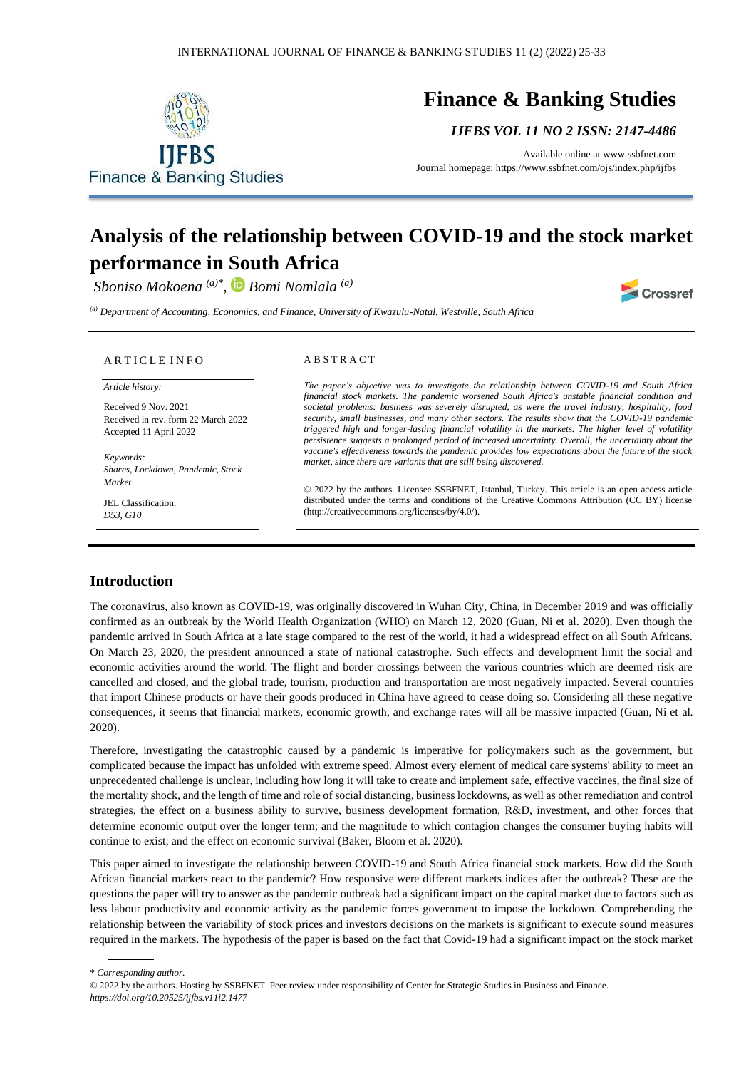# Finance & Banking Studies

*IJFBS VOL 11 NO 2 ISSN: 2147-4486*

Available online at www.ssbfnet.com
Journal homepage: https://www.ssbfnet.com/ojs/index.php/ijfbs

# Analysis of the relationship between COVID-19 and the stock market performance in South Africa

*Sboniso Mokoena [(a)]\*, Bomi Nomlala [(a)]*

[(a)] *Department of Accounting, Economics, and Finance, University of Kwazulu-Natal, Westville, South Africa*

## ARTICLE INFO

*Article history:*

Received 9 Nov. 2021
Received in rev. form 22 March 2022
Accepted 11 April 2022

*Keywords:*
*Shares, Lockdown, Pandemic, Stock Market*

JEL Classification:
*D53, G10*

## ABSTRACT

*The paper's objective was to investigate the relationship between COVID-19 and South Africa financial stock markets. The pandemic worsened South Africa's unstable financial condition and societal problems: business was severely disrupted, as were the travel industry, hospitality, food security, small businesses, and many other sectors. The results show that the COVID-19 pandemic triggered high and longer-lasting financial volatility in the markets. The higher level of volatility persistence suggests a prolonged period of increased uncertainty. Overall, the uncertainty about the vaccine's effectiveness towards the pandemic provides low expectations about the future of the stock market, since there are variants that are still being discovered.*

© 2022 by the authors. Licensee SSBFNET, Istanbul, Turkey. This article is an open access article distributed under the terms and conditions of the Creative Commons Attribution (CC BY) license (http://creativecommons.org/licenses/by/4.0/).

## Introduction

The coronavirus, also known as COVID-19, was originally discovered in Wuhan City, China, in December 2019 and was officially confirmed as an outbreak by the World Health Organization (WHO) on March 12, 2020 (Guan, Ni et al. 2020). Even though the pandemic arrived in South Africa at a late stage compared to the rest of the world, it had a widespread effect on all South Africans. On March 23, 2020, the president announced a state of national catastrophe. Such effects and development limit the social and economic activities around the world. The flight and border crossings between the various countries which are deemed risk are cancelled and closed, and the global trade, tourism, production and transportation are most negatively impacted. Several countries that import Chinese products or have their goods produced in China have agreed to cease doing so. Considering all these negative consequences, it seems that financial markets, economic growth, and exchange rates will all be massive impacted (Guan, Ni et al. 2020).

Therefore, investigating the catastrophic caused by a pandemic is imperative for policymakers such as the government, but complicated because the impact has unfolded with extreme speed. Almost every element of medical care systems' ability to meet an unprecedented challenge is unclear, including how long it will take to create and implement safe, effective vaccines, the final size of the mortality shock, and the length of time and role of social distancing, business lockdowns, as well as other remediation and control strategies, the effect on a business ability to survive, business development formation, R&D, investment, and other forces that determine economic output over the longer term; and the magnitude to which contagion changes the consumer buying habits will continue to exist; and the effect on economic survival (Baker, Bloom et al. 2020).

This paper aimed to investigate the relationship between COVID-19 and South Africa financial stock markets. How did the South African financial markets react to the pandemic? How responsive were different markets indices after the outbreak? These are the questions the paper will try to answer as the pandemic outbreak had a significant impact on the capital market due to factors such as less labour productivity and economic activity as the pandemic forces government to impose the lockdown. Comprehending the relationship between the variability of stock prices and investors decisions on the markets is significant to execute sound measures required in the markets. The hypothesis of the paper is based on the fact that Covid-19 had a significant impact on the stock market

\* *Corresponding author.*

© 2022 by the authors. Hosting by SSBFNET. Peer review under responsibility of Center for Strategic Studies in Business and Finance.
*https://doi.org/10.20525/ijfbs.v11i2.1477*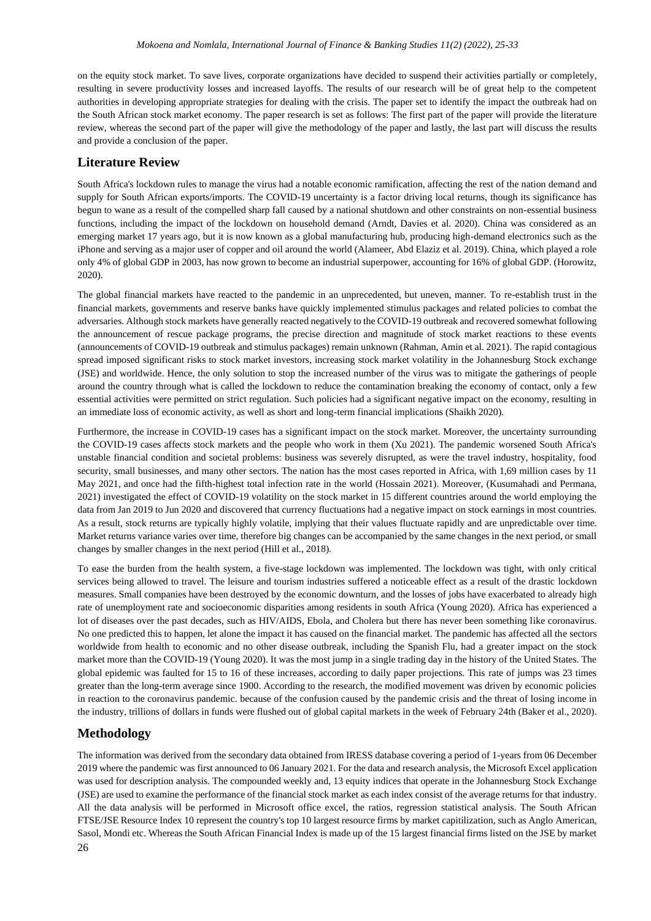on the equity stock market. To save lives, corporate organizations have decided to suspend their activities partially or completely, resulting in severe productivity losses and increased layoffs. The results of our research will be of great help to the competent authorities in developing appropriate strategies for dealing with the crisis. The paper set to identify the impact the outbreak had on the South African stock market economy. The paper research is set as follows: The first part of the paper will provide the literature review, whereas the second part of the paper will give the methodology of the paper and lastly, the last part will discuss the results and provide a conclusion of the paper.

## Literature Review

South Africa's lockdown rules to manage the virus had a notable economic ramification, affecting the rest of the nation demand and supply for South African exports/imports. The COVID-19 uncertainty is a factor driving local returns, though its significance has begun to wane as a result of the compelled sharp fall caused by a national shutdown and other constraints on non-essential business functions, including the impact of the lockdown on household demand (Arndt, Davies et al. 2020). China was considered as an emerging market 17 years ago, but it is now known as a global manufacturing hub, producing high-demand electronics such as the iPhone and serving as a major user of copper and oil around the world (Alameer, Abd Elaziz et al. 2019). China, which played a role only 4% of global GDP in 2003, has now grown to become an industrial superpower, accounting for 16% of global GDP. (Horowitz, 2020).

The global financial markets have reacted to the pandemic in an unprecedented, but uneven, manner. To re-establish trust in the financial markets, governments and reserve banks have quickly implemented stimulus packages and related policies to combat the adversaries. Although stock markets have generally reacted negatively to the COVID-19 outbreak and recovered somewhat following the announcement of rescue package programs, the precise direction and magnitude of stock market reactions to these events (announcements of COVID-19 outbreak and stimulus packages) remain unknown (Rahman, Amin et al. 2021). The rapid contagious spread imposed significant risks to stock market investors, increasing stock market volatility in the Johannesburg Stock exchange (JSE) and worldwide. Hence, the only solution to stop the increased number of the virus was to mitigate the gatherings of people around the country through what is called the lockdown to reduce the contamination breaking the economy of contact, only a few essential activities were permitted on strict regulation. Such policies had a significant negative impact on the economy, resulting in an immediate loss of economic activity, as well as short and long-term financial implications (Shaikh 2020).

Furthermore, the increase in COVID-19 cases has a significant impact on the stock market. Moreover, the uncertainty surrounding the COVID-19 cases affects stock markets and the people who work in them (Xu 2021). The pandemic worsened South Africa's unstable financial condition and societal problems: business was severely disrupted, as were the travel industry, hospitality, food security, small businesses, and many other sectors. The nation has the most cases reported in Africa, with 1,69 million cases by 11 May 2021, and once had the fifth-highest total infection rate in the world (Hossain 2021). Moreover, (Kusumahadi and Permana, 2021) investigated the effect of COVID-19 volatility on the stock market in 15 different countries around the world employing the data from Jan 2019 to Jun 2020 and discovered that currency fluctuations had a negative impact on stock earnings in most countries. As a result, stock returns are typically highly volatile, implying that their values fluctuate rapidly and are unpredictable over time. Market returns variance varies over time, therefore big changes can be accompanied by the same changes in the next period, or small changes by smaller changes in the next period (Hill et al., 2018).

To ease the burden from the health system, a five-stage lockdown was implemented. The lockdown was tight, with only critical services being allowed to travel. The leisure and tourism industries suffered a noticeable effect as a result of the drastic lockdown measures. Small companies have been destroyed by the economic downturn, and the losses of jobs have exacerbated to already high rate of unemployment rate and socioeconomic disparities among residents in south Africa (Young 2020). Africa has experienced a lot of diseases over the past decades, such as HIV/AIDS, Ebola, and Cholera but there has never been something like coronavirus. No one predicted this to happen, let alone the impact it has caused on the financial market. The pandemic has affected all the sectors worldwide from health to economic and no other disease outbreak, including the Spanish Flu, had a greater impact on the stock market more than the COVID-19 (Young 2020). It was the most jump in a single trading day in the history of the United States. The global epidemic was faulted for 15 to 16 of these increases, according to daily paper projections. This rate of jumps was 23 times greater than the long-term average since 1900. According to the research, the modified movement was driven by economic policies in reaction to the coronavirus pandemic. because of the confusion caused by the pandemic crisis and the threat of losing income in the industry, trillions of dollars in funds were flushed out of global capital markets in the week of February 24th (Baker et al., 2020).

## Methodology

The information was derived from the secondary data obtained from IRESS database covering a period of 1-years from 06 December 2019 where the pandemic was first announced to 06 January 2021. For the data and research analysis, the Microsoft Excel application was used for description analysis. The compounded weekly and, 13 equity indices that operate in the Johannesburg Stock Exchange (JSE) are used to examine the performance of the financial stock market as each index consist of the average returns for that industry. All the data analysis will be performed in Microsoft office excel, the ratios, regression statistical analysis. The South African FTSE/JSE Resource Index 10 represent the country's top 10 largest resource firms by market capitilization, such as Anglo American, Sasol, Mondi etc. Whereas the South African Financial Index is made up of the 15 largest financial firms listed on the JSE by market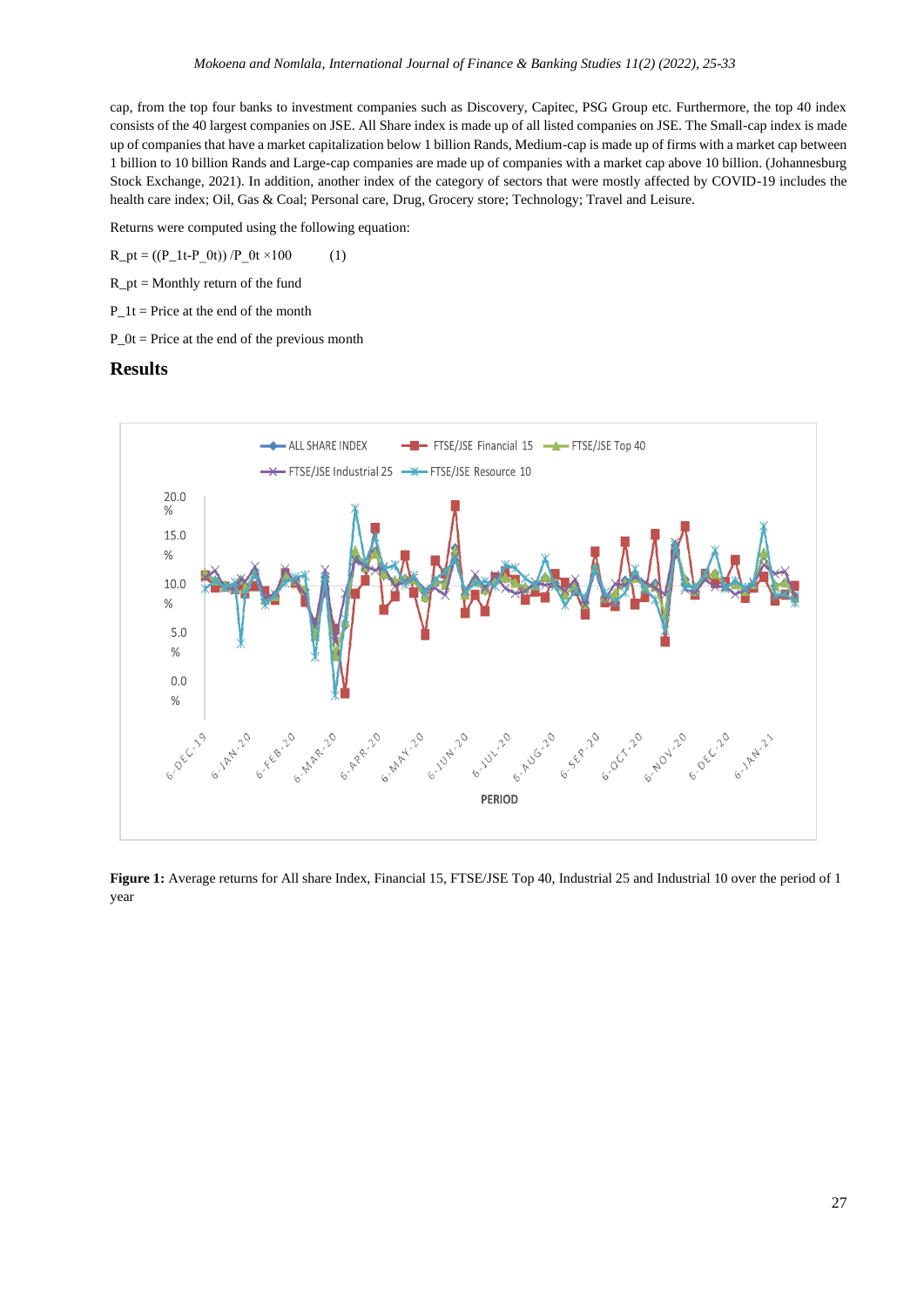cap, from the top four banks to investment companies such as Discovery, Capitec, PSG Group etc. Furthermore, the top 40 index consists of the 40 largest companies on JSE. All Share index is made up of all listed companies on JSE. The Small-cap index is made up of companies that have a market capitalization below 1 billion Rands, Medium-cap is made up of firms with a market cap between 1 billion to 10 billion Rands and Large-cap companies are made up of companies with a market cap above 10 billion. (Johannesburg Stock Exchange, 2021). In addition, another index of the category of sectors that were mostly affected by COVID-19 includes the health care index; Oil, Gas & Coal; Personal care, Drug, Grocery store; Technology; Travel and Leisure.

Returns were computed using the following equation:

$$R_{pt} = ((P_{1t}-P_{0t})) / P_{0t} \times 100 \qquad (1)$$

$R_{pt}$ = Monthly return of the fund

$P_{1t}$ = Price at the end of the month

$P_{0t}$ = Price at the end of the previous month

## Results

**Figure 1:** Average returns for All share Index, Financial 15, FTSE/JSE Top 40, Industrial 25 and Industrial 10 over the period of 1 year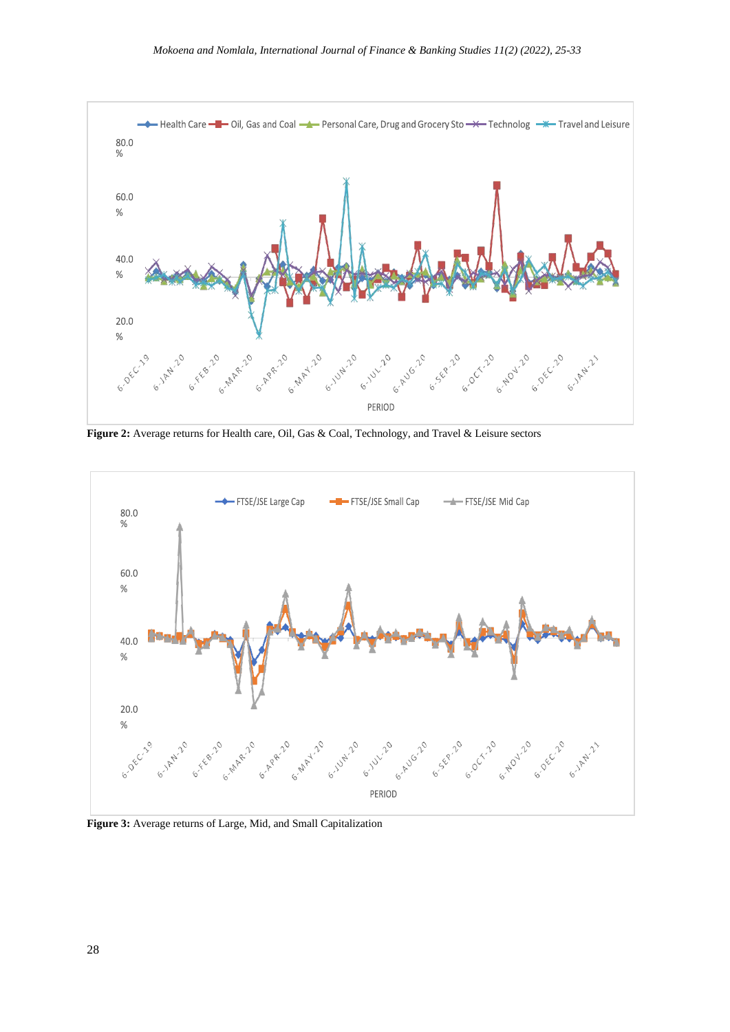**Figure 2:** Average returns for Health care, Oil, Gas & Coal, Technology, and Travel & Leisure sectors

**Figure 3:** Average returns of Large, Mid, and Small Capitalization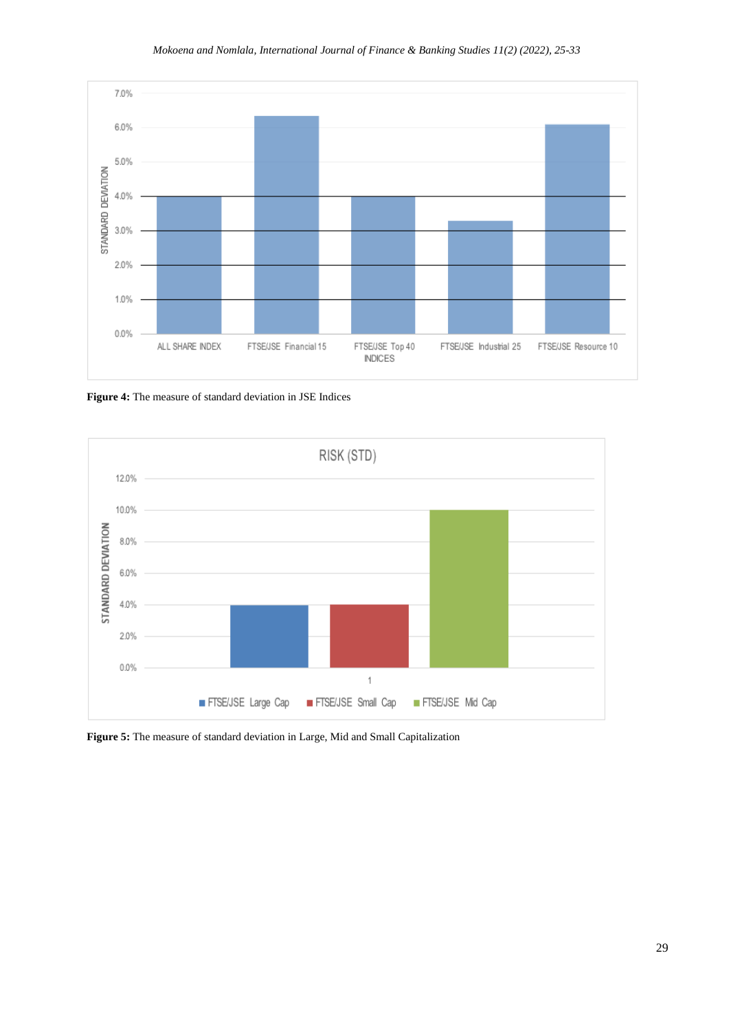**Figure 4:** The measure of standard deviation in JSE Indices

**Figure 5:** The measure of standard deviation in Large, Mid and Small Capitalization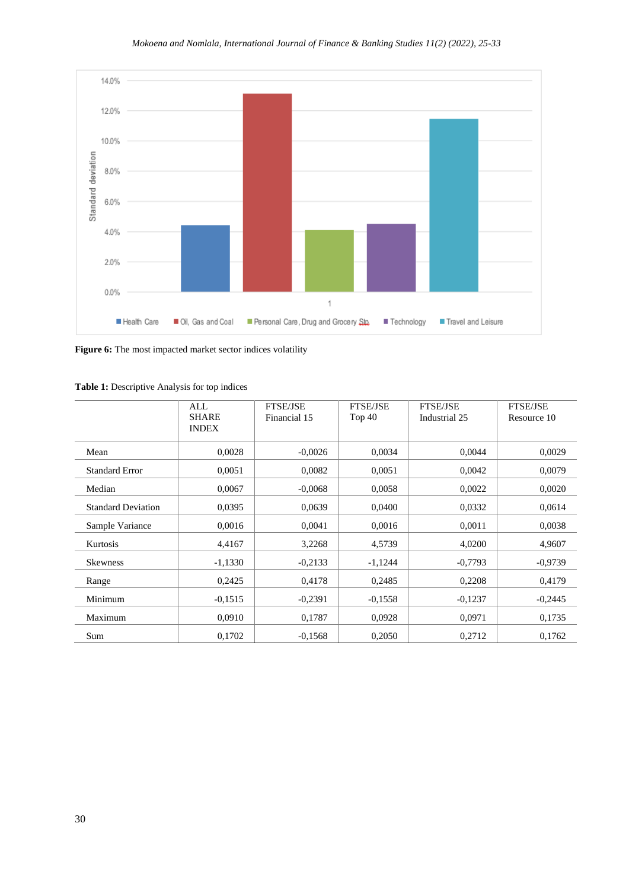**Figure 6:** The most impacted market sector indices volatility

**Table 1:** Descriptive Analysis for top indices

| | ALL SHARE INDEX | FTSE/JSE Financial 15 | FTSE/JSE Top 40 | FTSE/JSE Industrial 25 | FTSE/JSE Resource 10 |
|---|---|---|---|---|---|
| Mean | 0,0028 | -0,0026 | 0,0034 | 0,0044 | 0,0029 |
| Standard Error | 0,0051 | 0,0082 | 0,0051 | 0,0042 | 0,0079 |
| Median | 0,0067 | -0,0068 | 0,0058 | 0,0022 | 0,0020 |
| Standard Deviation | 0,0395 | 0,0639 | 0,0400 | 0,0332 | 0,0614 |
| Sample Variance | 0,0016 | 0,0041 | 0,0016 | 0,0011 | 0,0038 |
| Kurtosis | 4,4167 | 3,2268 | 4,5739 | 4,0200 | 4,9607 |
| Skewness | -1,1330 | -0,2133 | -1,1244 | -0,7793 | -0,9739 |
| Range | 0,2425 | 0,4178 | 0,2485 | 0,2208 | 0,4179 |
| Minimum | -0,1515 | -0,2391 | -0,1558 | -0,1237 | -0,2445 |
| Maximum | 0,0910 | 0,1787 | 0,0928 | 0,0971 | 0,1735 |
| Sum | 0,1702 | -0,1568 | 0,2050 | 0,2712 | 0,1762 |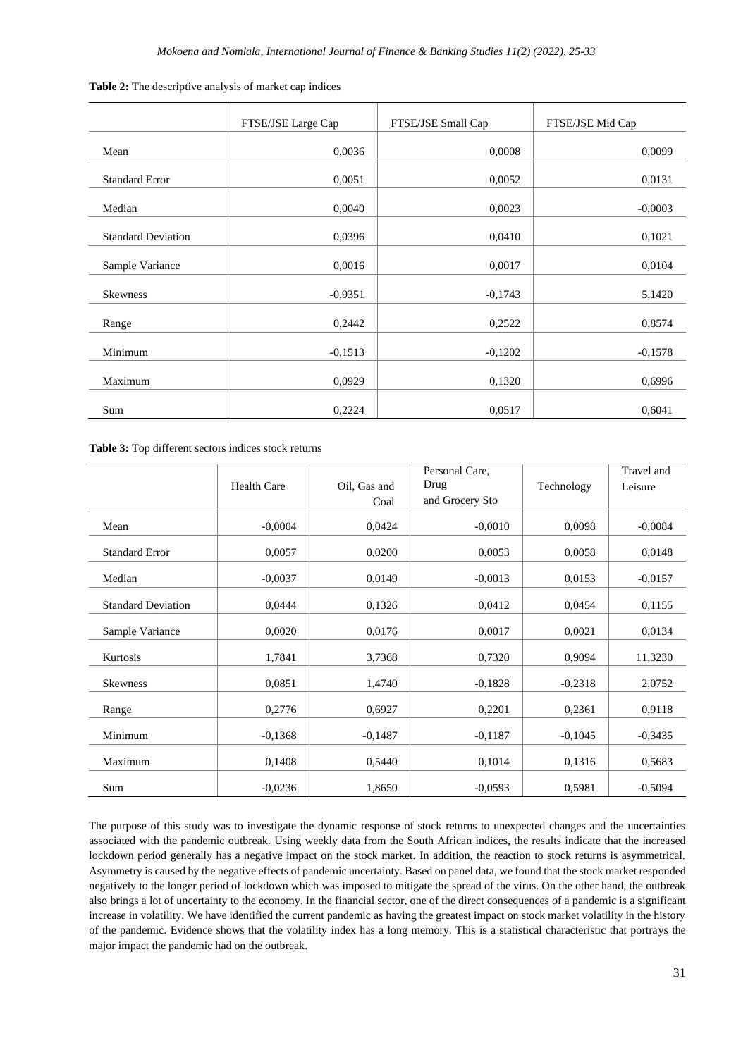**Table 2:** The descriptive analysis of market cap indices

| | FTSE/JSE Large Cap | FTSE/JSE Small Cap | FTSE/JSE Mid Cap |
|---|---|---|---|
| Mean | 0,0036 | 0,0008 | 0,0099 |
| Standard Error | 0,0051 | 0,0052 | 0,0131 |
| Median | 0,0040 | 0,0023 | -0,0003 |
| Standard Deviation | 0,0396 | 0,0410 | 0,1021 |
| Sample Variance | 0,0016 | 0,0017 | 0,0104 |
| Skewness | -0,9351 | -0,1743 | 5,1420 |
| Range | 0,2442 | 0,2522 | 0,8574 |
| Minimum | -0,1513 | -0,1202 | -0,1578 |
| Maximum | 0,0929 | 0,1320 | 0,6996 |
| Sum | 0,2224 | 0,0517 | 0,6041 |

**Table 3:** Top different sectors indices stock returns

| | Health Care | Oil, Gas and Coal | Personal Care, Drug and Grocery Sto | Technology | Travel and Leisure |
|---|---|---|---|---|---|
| Mean | -0,0004 | 0,0424 | -0,0010 | 0,0098 | -0,0084 |
| Standard Error | 0,0057 | 0,0200 | 0,0053 | 0,0058 | 0,0148 |
| Median | -0,0037 | 0,0149 | -0,0013 | 0,0153 | -0,0157 |
| Standard Deviation | 0,0444 | 0,1326 | 0,0412 | 0,0454 | 0,1155 |
| Sample Variance | 0,0020 | 0,0176 | 0,0017 | 0,0021 | 0,0134 |
| Kurtosis | 1,7841 | 3,7368 | 0,7320 | 0,9094 | 11,3230 |
| Skewness | 0,0851 | 1,4740 | -0,1828 | -0,2318 | 2,0752 |
| Range | 0,2776 | 0,6927 | 0,2201 | 0,2361 | 0,9118 |
| Minimum | -0,1368 | -0,1487 | -0,1187 | -0,1045 | -0,3435 |
| Maximum | 0,1408 | 0,5440 | 0,1014 | 0,1316 | 0,5683 |
| Sum | -0,0236 | 1,8650 | -0,0593 | 0,5981 | -0,5094 |

The purpose of this study was to investigate the dynamic response of stock returns to unexpected changes and the uncertainties associated with the pandemic outbreak. Using weekly data from the South African indices, the results indicate that the increased lockdown period generally has a negative impact on the stock market. In addition, the reaction to stock returns is asymmetrical. Asymmetry is caused by the negative effects of pandemic uncertainty. Based on panel data, we found that the stock market responded negatively to the longer period of lockdown which was imposed to mitigate the spread of the virus. On the other hand, the outbreak also brings a lot of uncertainty to the economy. In the financial sector, one of the direct consequences of a pandemic is a significant increase in volatility. We have identified the current pandemic as having the greatest impact on stock market volatility in the history of the pandemic. Evidence shows that the volatility index has a long memory. This is a statistical characteristic that portrays the major impact the pandemic had on the outbreak.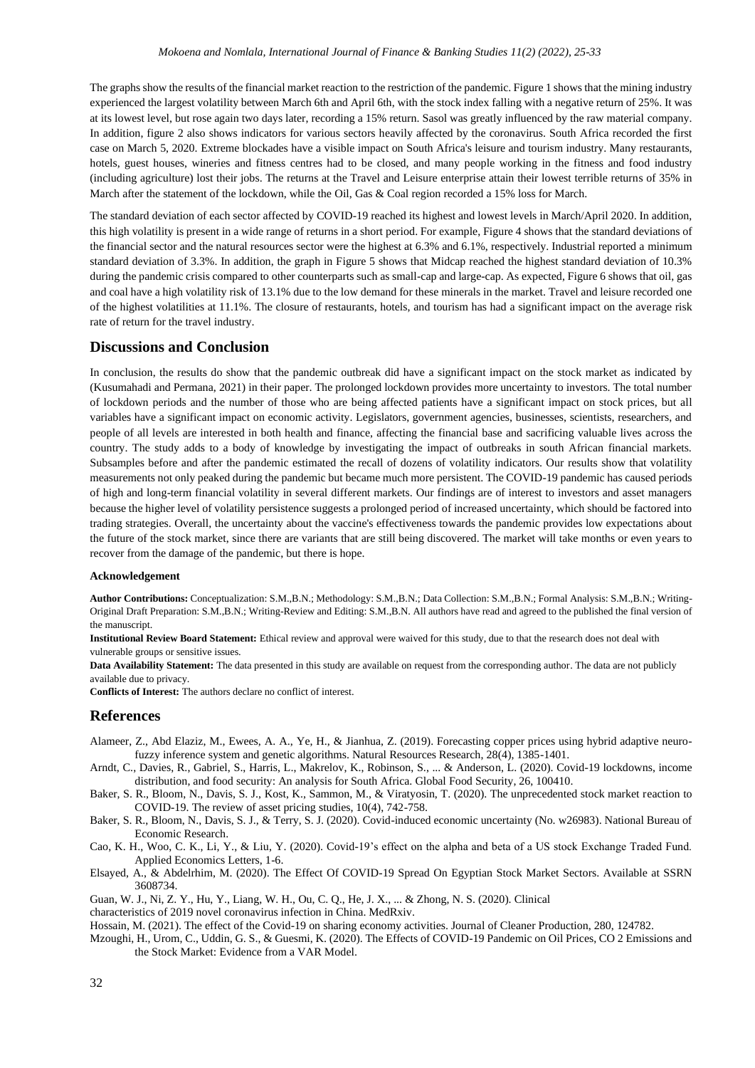The graphs show the results of the financial market reaction to the restriction of the pandemic. Figure 1 shows that the mining industry experienced the largest volatility between March 6th and April 6th, with the stock index falling with a negative return of 25%. It was at its lowest level, but rose again two days later, recording a 15% return. Sasol was greatly influenced by the raw material company. In addition, figure 2 also shows indicators for various sectors heavily affected by the coronavirus. South Africa recorded the first case on March 5, 2020. Extreme blockades have a visible impact on South Africa's leisure and tourism industry. Many restaurants, hotels, guest houses, wineries and fitness centres had to be closed, and many people working in the fitness and food industry (including agriculture) lost their jobs. The returns at the Travel and Leisure enterprise attain their lowest terrible returns of 35% in March after the statement of the lockdown, while the Oil, Gas & Coal region recorded a 15% loss for March.

The standard deviation of each sector affected by COVID-19 reached its highest and lowest levels in March/April 2020. In addition, this high volatility is present in a wide range of returns in a short period. For example, Figure 4 shows that the standard deviations of the financial sector and the natural resources sector were the highest at 6.3% and 6.1%, respectively. Industrial reported a minimum standard deviation of 3.3%. In addition, the graph in Figure 5 shows that Midcap reached the highest standard deviation of 10.3% during the pandemic crisis compared to other counterparts such as small-cap and large-cap. As expected, Figure 6 shows that oil, gas and coal have a high volatility risk of 13.1% due to the low demand for these minerals in the market. Travel and leisure recorded one of the highest volatilities at 11.1%. The closure of restaurants, hotels, and tourism has had a significant impact on the average risk rate of return for the travel industry.

## Discussions and Conclusion

In conclusion, the results do show that the pandemic outbreak did have a significant impact on the stock market as indicated by (Kusumahadi and Permana, 2021) in their paper. The prolonged lockdown provides more uncertainty to investors. The total number of lockdown periods and the number of those who are being affected patients have a significant impact on stock prices, but all variables have a significant impact on economic activity. Legislators, government agencies, businesses, scientists, researchers, and people of all levels are interested in both health and finance, affecting the financial base and sacrificing valuable lives across the country. The study adds to a body of knowledge by investigating the impact of outbreaks in south African financial markets. Subsamples before and after the pandemic estimated the recall of dozens of volatility indicators. Our results show that volatility measurements not only peaked during the pandemic but became much more persistent. The COVID-19 pandemic has caused periods of high and long-term financial volatility in several different markets. Our findings are of interest to investors and asset managers because the higher level of volatility persistence suggests a prolonged period of increased uncertainty, which should be factored into trading strategies. Overall, the uncertainty about the vaccine's effectiveness towards the pandemic provides low expectations about the future of the stock market, since there are variants that are still being discovered. The market will take months or even years to recover from the damage of the pandemic, but there is hope.

#### Acknowledgement

**Author Contributions:** Conceptualization: S.M.,B.N.; Methodology: S.M.,B.N.; Data Collection: S.M.,B.N.; Formal Analysis: S.M.,B.N.; Writing-Original Draft Preparation: S.M.,B.N.; Writing-Review and Editing: S.M.,B.N. All authors have read and agreed to the published the final version of the manuscript.

**Institutional Review Board Statement:** Ethical review and approval were waived for this study, due to that the research does not deal with vulnerable groups or sensitive issues.

**Data Availability Statement:** The data presented in this study are available on request from the corresponding author. The data are not publicly available due to privacy.

**Conflicts of Interest:** The authors declare no conflict of interest.

## References

Alameer, Z., Abd Elaziz, M., Ewees, A. A., Ye, H., & Jianhua, Z. (2019). Forecasting copper prices using hybrid adaptive neuro-fuzzy inference system and genetic algorithms. Natural Resources Research, 28(4), 1385-1401.

Arndt, C., Davies, R., Gabriel, S., Harris, L., Makrelov, K., Robinson, S., ... & Anderson, L. (2020). Covid-19 lockdowns, income distribution, and food security: An analysis for South Africa. Global Food Security, 26, 100410.

Baker, S. R., Bloom, N., Davis, S. J., Kost, K., Sammon, M., & Viratyosin, T. (2020). The unprecedented stock market reaction to COVID-19. The review of asset pricing studies, 10(4), 742-758.

Baker, S. R., Bloom, N., Davis, S. J., & Terry, S. J. (2020). Covid-induced economic uncertainty (No. w26983). National Bureau of Economic Research.

Cao, K. H., Woo, C. K., Li, Y., & Liu, Y. (2020). Covid-19's effect on the alpha and beta of a US stock Exchange Traded Fund. Applied Economics Letters, 1-6.

Elsayed, A., & Abdelrhim, M. (2020). The Effect Of COVID-19 Spread On Egyptian Stock Market Sectors. Available at SSRN 3608734.

Guan, W. J., Ni, Z. Y., Hu, Y., Liang, W. H., Ou, C. Q., He, J. X., ... & Zhong, N. S. (2020). Clinical characteristics of 2019 novel coronavirus infection in China. MedRxiv.

Hossain, M. (2021). The effect of the Covid-19 on sharing economy activities. Journal of Cleaner Production, 280, 124782.

Mzoughi, H., Urom, C., Uddin, G. S., & Guesmi, K. (2020). The Effects of COVID-19 Pandemic on Oil Prices, CO 2 Emissions and the Stock Market: Evidence from a VAR Model.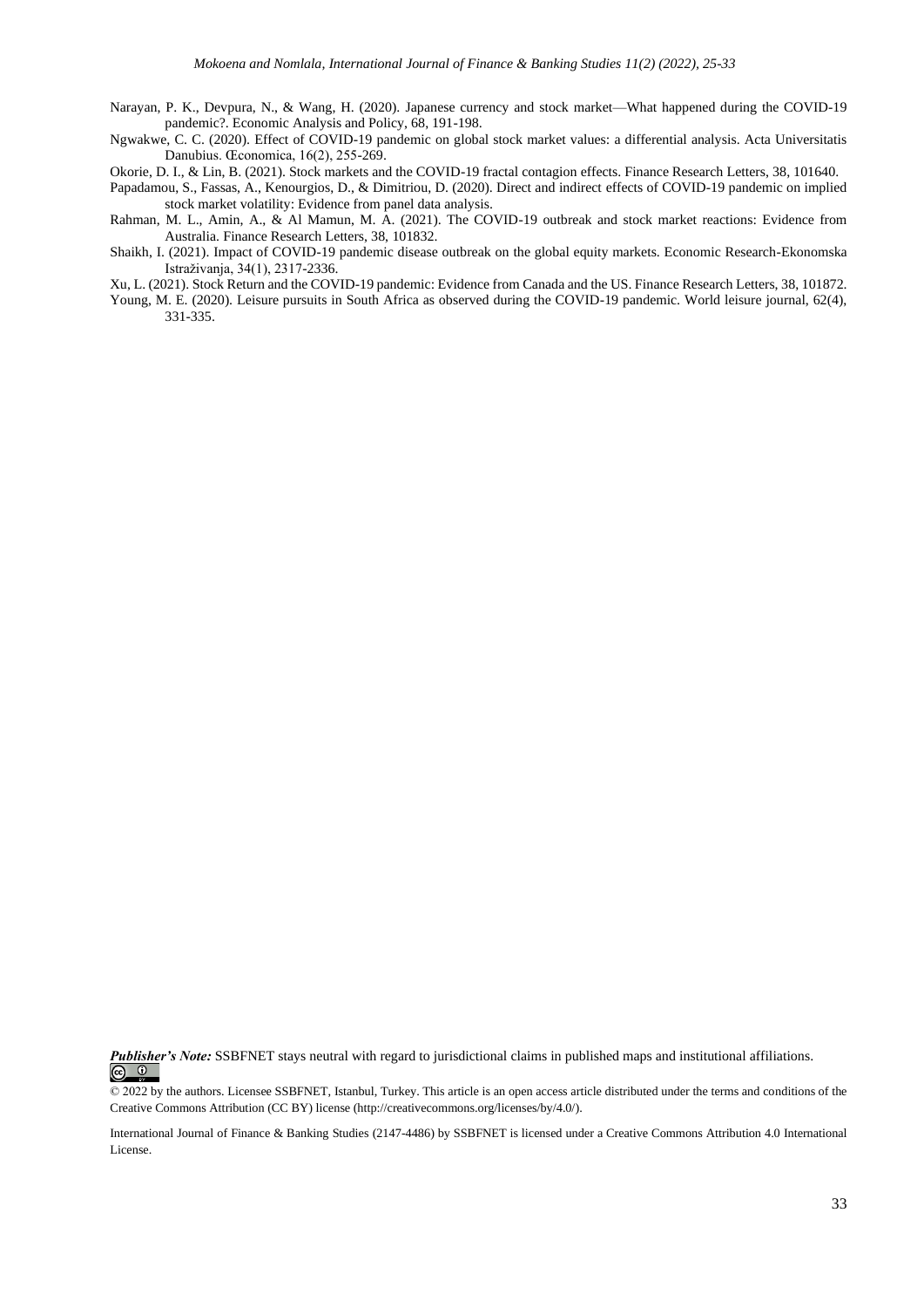Narayan, P. K., Devpura, N., & Wang, H. (2020). Japanese currency and stock market—What happened during the COVID-19 pandemic?. Economic Analysis and Policy, 68, 191-198.

Ngwakwe, C. C. (2020). Effect of COVID-19 pandemic on global stock market values: a differential analysis. Acta Universitatis Danubius. Œconomica, 16(2), 255-269.

Okorie, D. I., & Lin, B. (2021). Stock markets and the COVID-19 fractal contagion effects. Finance Research Letters, 38, 101640.

Papadamou, S., Fassas, A., Kenourgios, D., & Dimitriou, D. (2020). Direct and indirect effects of COVID-19 pandemic on implied stock market volatility: Evidence from panel data analysis.

Rahman, M. L., Amin, A., & Al Mamun, M. A. (2021). The COVID-19 outbreak and stock market reactions: Evidence from Australia. Finance Research Letters, 38, 101832.

Shaikh, I. (2021). Impact of COVID-19 pandemic disease outbreak on the global equity markets. Economic Research-Ekonomska Istraživanja, 34(1), 2317-2336.

Xu, L. (2021). Stock Return and the COVID-19 pandemic: Evidence from Canada and the US. Finance Research Letters, 38, 101872.

Young, M. E. (2020). Leisure pursuits in South Africa as observed during the COVID-19 pandemic. World leisure journal, 62(4), 331-335.

***Publisher's Note:*** SSBFNET stays neutral with regard to jurisdictional claims in published maps and institutional affiliations.

© 2022 by the authors. Licensee SSBFNET, Istanbul, Turkey. This article is an open access article distributed under the terms and conditions of the Creative Commons Attribution (CC BY) license (http://creativecommons.org/licenses/by/4.0/).

International Journal of Finance & Banking Studies (2147-4486) by SSBFNET is licensed under a Creative Commons Attribution 4.0 International License.